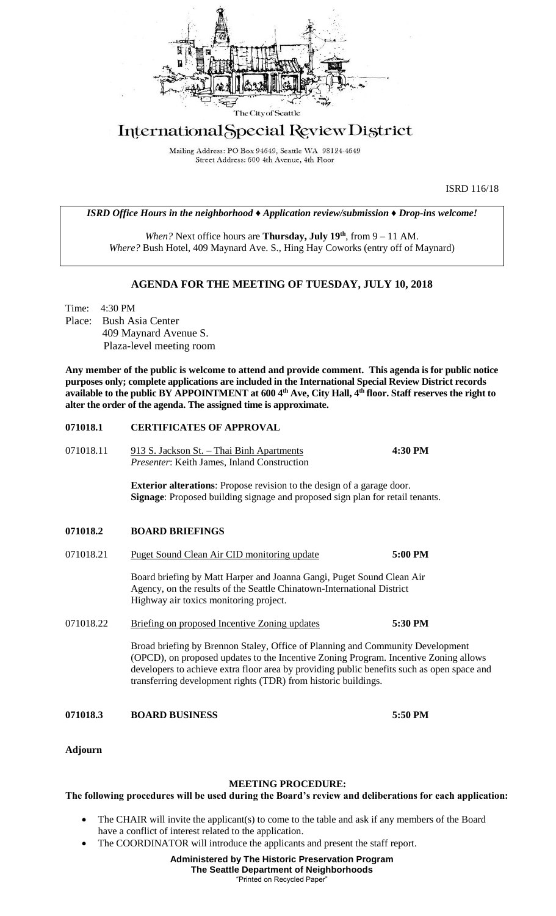The City of Seattle

# International Special Review District

Mailing Address: PO Box 94649, Seattle WA 98124-4649
Street Address: 600 4th Avenue, 4th Floor

ISRD 116/18

***ISRD Office Hours in the neighborhood ♦ Application review/submission ♦ Drop-ins welcome!***

*When?* Next office hours are **Thursday, July 19th**, from 9 – 11 AM.
*Where?* Bush Hotel, 409 Maynard Ave. S., Hing Hay Coworks (entry off of Maynard)

## AGENDA FOR THE MEETING OF TUESDAY, JULY 10, 2018

Time: 4:30 PM
Place: Bush Asia Center
409 Maynard Avenue S.
Plaza-level meeting room

**Any member of the public is welcome to attend and provide comment. This agenda is for public notice purposes only; complete applications are included in the International Special Review District records available to the public BY APPOINTMENT at 600 4th Ave, City Hall, 4th floor. Staff reserves the right to alter the order of the agenda. The assigned time is approximate.**

**071018.1 CERTIFICATES OF APPROVAL**

071018.11 913 S. Jackson St. – Thai Binh Apartments **4:30 PM**
*Presenter*: Keith James, Inland Construction

**Exterior alterations**: Propose revision to the design of a garage door.
**Signage**: Proposed building signage and proposed sign plan for retail tenants.

**071018.2 BOARD BRIEFINGS**

071018.21 Puget Sound Clean Air CID monitoring update **5:00 PM**

Board briefing by Matt Harper and Joanna Gangi, Puget Sound Clean Air Agency, on the results of the Seattle Chinatown-International District Highway air toxics monitoring project.

071018.22 Briefing on proposed Incentive Zoning updates **5:30 PM**

Broad briefing by Brennon Staley, Office of Planning and Community Development (OPCD), on proposed updates to the Incentive Zoning Program. Incentive Zoning allows developers to achieve extra floor area by providing public benefits such as open space and transferring development rights (TDR) from historic buildings.

**071018.3 BOARD BUSINESS 5:50 PM**

**Adjourn**

**MEETING PROCEDURE:**

**The following procedures will be used during the Board's review and deliberations for each application:**

- The CHAIR will invite the applicant(s) to come to the table and ask if any members of the Board have a conflict of interest related to the application.
- The COORDINATOR will introduce the applicants and present the staff report.

**Administered by The Historic Preservation Program**
**The Seattle Department of Neighborhoods**
"Printed on Recycled Paper"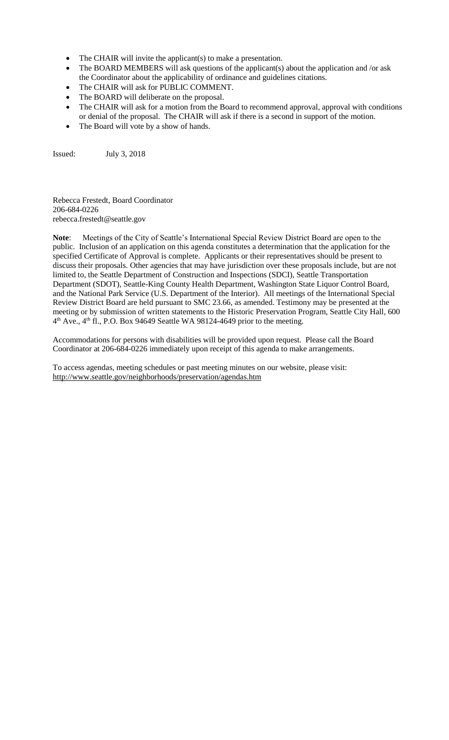- The CHAIR will invite the applicant(s) to make a presentation.
- The BOARD MEMBERS will ask questions of the applicant(s) about the application and /or ask the Coordinator about the applicability of ordinance and guidelines citations.
- The CHAIR will ask for PUBLIC COMMENT.
- The BOARD will deliberate on the proposal.
- The CHAIR will ask for a motion from the Board to recommend approval, approval with conditions or denial of the proposal. The CHAIR will ask if there is a second in support of the motion.
- The Board will vote by a show of hands.

Issued: July 3, 2018

Rebecca Frestedt, Board Coordinator
206-684-0226
rebecca.frestedt@seattle.gov

**Note**: Meetings of the City of Seattle's International Special Review District Board are open to the public. Inclusion of an application on this agenda constitutes a determination that the application for the specified Certificate of Approval is complete. Applicants or their representatives should be present to discuss their proposals. Other agencies that may have jurisdiction over these proposals include, but are not limited to, the Seattle Department of Construction and Inspections (SDCI), Seattle Transportation Department (SDOT), Seattle-King County Health Department, Washington State Liquor Control Board, and the National Park Service (U.S. Department of the Interior). All meetings of the International Special Review District Board are held pursuant to SMC 23.66, as amended. Testimony may be presented at the meeting or by submission of written statements to the Historic Preservation Program, Seattle City Hall, 600 4th Ave., 4th fl., P.O. Box 94649 Seattle WA 98124-4649 prior to the meeting.

Accommodations for persons with disabilities will be provided upon request. Please call the Board Coordinator at 206-684-0226 immediately upon receipt of this agenda to make arrangements.

To access agendas, meeting schedules or past meeting minutes on our website, please visit:
http://www.seattle.gov/neighborhoods/preservation/agendas.htm